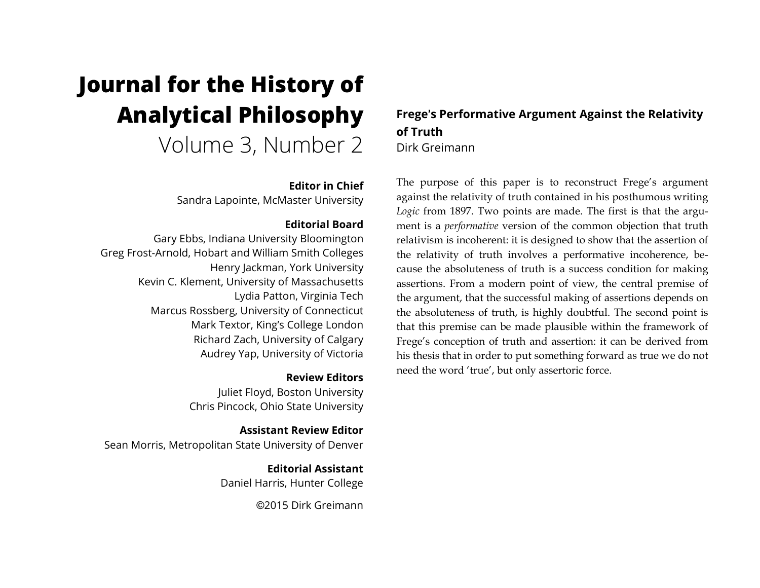# Journal for the History of Analytical Philosophy

Volume 3, Number 2

**Editor in Chief**
Sandra Lapointe, McMaster University

**Editorial Board**
Gary Ebbs, Indiana University Bloomington
Greg Frost-Arnold, Hobart and William Smith Colleges
Henry Jackman, York University
Kevin C. Klement, University of Massachusetts
Lydia Patton, Virginia Tech
Marcus Rossberg, University of Connecticut
Mark Textor, King's College London
Richard Zach, University of Calgary
Audrey Yap, University of Victoria

**Review Editors**
Juliet Floyd, Boston University
Chris Pincock, Ohio State University

**Assistant Review Editor**
Sean Morris, Metropolitan State University of Denver

**Editorial Assistant**
Daniel Harris, Hunter College

©2015 Dirk Greimann

## Frege's Performative Argument Against the Relativity of Truth

Dirk Greimann

The purpose of this paper is to reconstruct Frege's argument against the relativity of truth contained in his posthumous writing *Logic* from 1897. Two points are made. The first is that the argument is a *performative* version of the common objection that truth relativism is incoherent: it is designed to show that the assertion of the relativity of truth involves a performative incoherence, because the absoluteness of truth is a success condition for making assertions. From a modern point of view, the central premise of the argument, that the successful making of assertions depends on the absoluteness of truth, is highly doubtful. The second point is that this premise can be made plausible within the framework of Frege's conception of truth and assertion: it can be derived from his thesis that in order to put something forward as true we do not need the word 'true', but only assertoric force.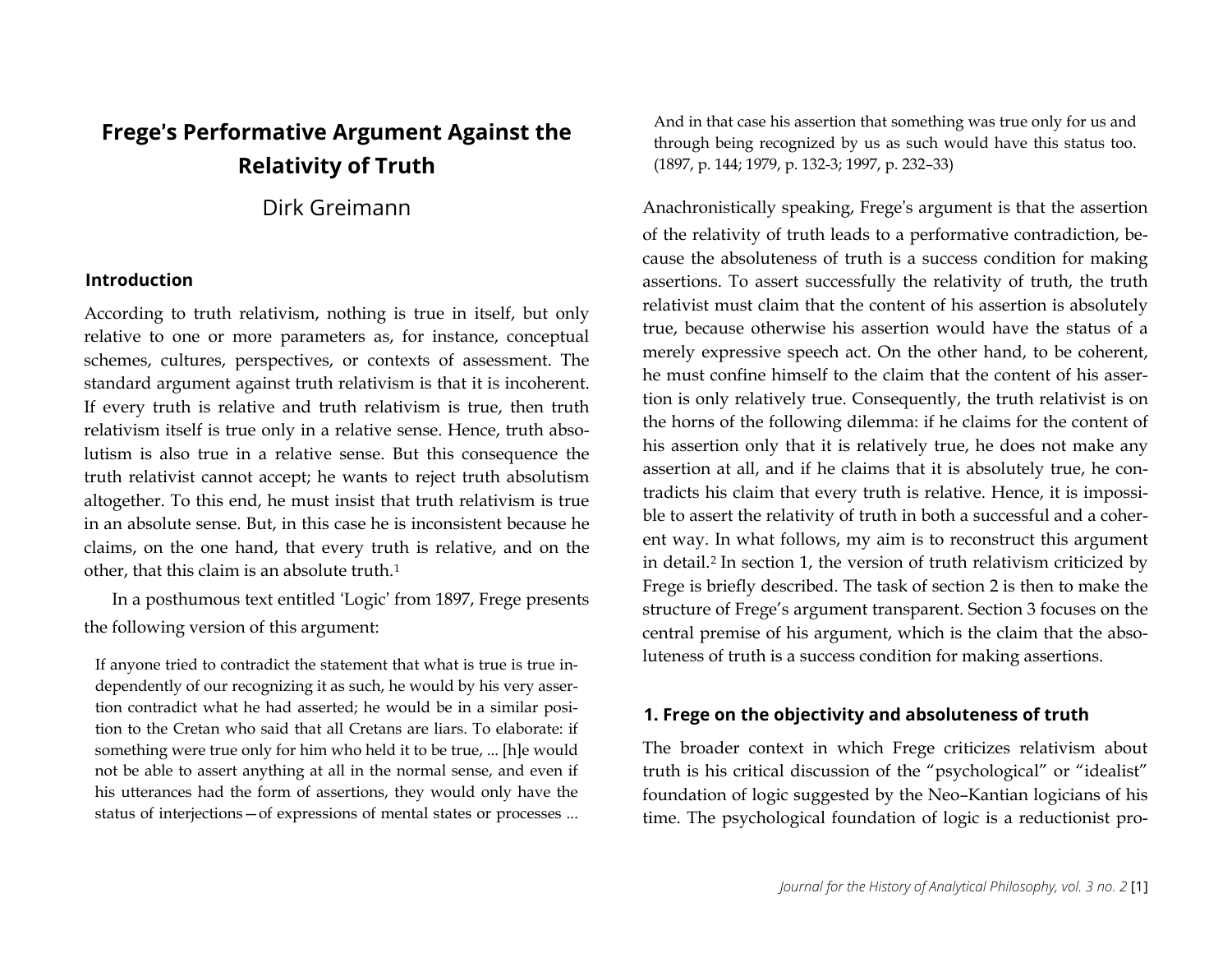# Frege's Performative Argument Against the Relativity of Truth

Dirk Greimann

## Introduction

According to truth relativism, nothing is true in itself, but only relative to one or more parameters as, for instance, conceptual schemes, cultures, perspectives, or contexts of assessment. The standard argument against truth relativism is that it is incoherent. If every truth is relative and truth relativism is true, then truth relativism itself is true only in a relative sense. Hence, truth absolutism is also true in a relative sense. But this consequence the truth relativist cannot accept; he wants to reject truth absolutism altogether. To this end, he must insist that truth relativism is true in an absolute sense. But, in this case he is inconsistent because he claims, on the one hand, that every truth is relative, and on the other, that this claim is an absolute truth.[1]

In a posthumous text entitled 'Logic' from 1897, Frege presents the following version of this argument:

> If anyone tried to contradict the statement that what is true is true independently of our recognizing it as such, he would by his very assertion contradict what he had asserted; he would be in a similar position to the Cretan who said that all Cretans are liars. To elaborate: if something were true only for him who held it to be true, ... [h]e would not be able to assert anything at all in the normal sense, and even if his utterances had the form of assertions, they would only have the status of interjections—of expressions of mental states or processes ... And in that case his assertion that something was true only for us and through being recognized by us as such would have this status too. (1897, p. 144; 1979, p. 132-3; 1997, p. 232–33)

Anachronistically speaking, Frege's argument is that the assertion of the relativity of truth leads to a performative contradiction, because the absoluteness of truth is a success condition for making assertions. To assert successfully the relativity of truth, the truth relativist must claim that the content of his assertion is absolutely true, because otherwise his assertion would have the status of a merely expressive speech act. On the other hand, to be coherent, he must confine himself to the claim that the content of his assertion is only relatively true. Consequently, the truth relativist is on the horns of the following dilemma: if he claims for the content of his assertion only that it is relatively true, he does not make any assertion at all, and if he claims that it is absolutely true, he contradicts his claim that every truth is relative. Hence, it is impossible to assert the relativity of truth in both a successful and a coherent way. In what follows, my aim is to reconstruct this argument in detail.[2] In section 1, the version of truth relativism criticized by Frege is briefly described. The task of section 2 is then to make the structure of Frege's argument transparent. Section 3 focuses on the central premise of his argument, which is the claim that the absoluteness of truth is a success condition for making assertions.

## 1. Frege on the objectivity and absoluteness of truth

The broader context in which Frege criticizes relativism about truth is his critical discussion of the "psychological" or "idealist" foundation of logic suggested by the Neo–Kantian logicians of his time. The psychological foundation of logic is a reductionist pro-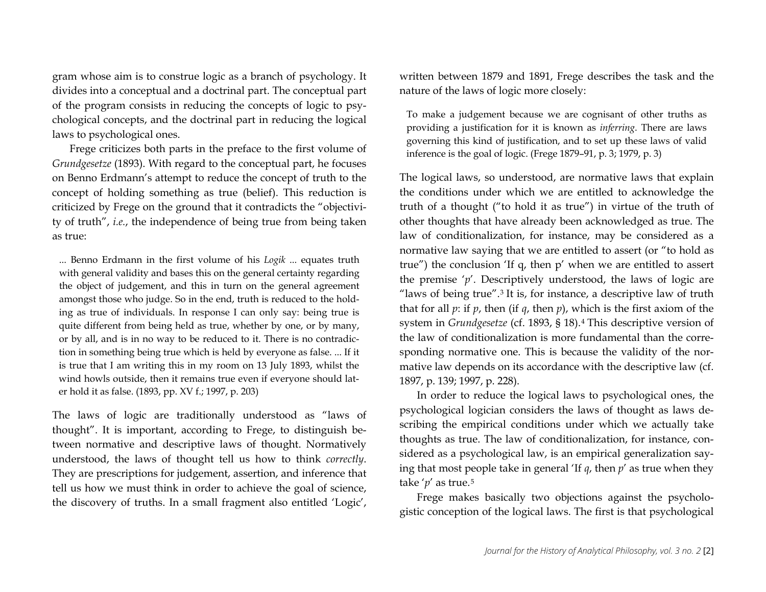gram whose aim is to construe logic as a branch of psychology. It divides into a conceptual and a doctrinal part. The conceptual part of the program consists in reducing the concepts of logic to psychological concepts, and the doctrinal part in reducing the logical laws to psychological ones.

Frege criticizes both parts in the preface to the first volume of *Grundgesetze* (1893). With regard to the conceptual part, he focuses on Benno Erdmann's attempt to reduce the concept of truth to the concept of holding something as true (belief). This reduction is criticized by Frege on the ground that it contradicts the "objectivity of truth", *i.e.*, the independence of being true from being taken as true:

> ... Benno Erdmann in the first volume of his *Logik* ... equates truth with general validity and bases this on the general certainty regarding the object of judgement, and this in turn on the general agreement amongst those who judge. So in the end, truth is reduced to the holding as true of individuals. In response I can only say: being true is quite different from being held as true, whether by one, or by many, or by all, and is in no way to be reduced to it. There is no contradiction in something being true which is held by everyone as false. ... If it is true that I am writing this in my room on 13 July 1893, whilst the wind howls outside, then it remains true even if everyone should later hold it as false. (1893, pp. XV f.; 1997, p. 203)

The laws of logic are traditionally understood as "laws of thought". It is important, according to Frege, to distinguish between normative and descriptive laws of thought. Normatively understood, the laws of thought tell us how to think *correctly*. They are prescriptions for judgement, assertion, and inference that tell us how we must think in order to achieve the goal of science, the discovery of truths. In a small fragment also entitled 'Logic', written between 1879 and 1891, Frege describes the task and the nature of the laws of logic more closely:

> To make a judgement because we are cognisant of other truths as providing a justification for it is known as *inferring*. There are laws governing this kind of justification, and to set up these laws of valid inference is the goal of logic. (Frege 1879–91, p. 3; 1979, p. 3)

The logical laws, so understood, are normative laws that explain the conditions under which we are entitled to acknowledge the truth of a thought ("to hold it as true") in virtue of the truth of other thoughts that have already been acknowledged as true. The law of conditionalization, for instance, may be considered as a normative law saying that we are entitled to assert (or "to hold as true") the conclusion 'If q, then p' when we are entitled to assert the premise '*p*'. Descriptively understood, the laws of logic are "laws of being true".[3] It is, for instance, a descriptive law of truth that for all *p*: if *p*, then (if *q*, then *p*), which is the first axiom of the system in *Grundgesetze* (cf. 1893, § 18).[4] This descriptive version of the law of conditionalization is more fundamental than the corresponding normative one. This is because the validity of the normative law depends on its accordance with the descriptive law (cf. 1897, p. 139; 1997, p. 228).

In order to reduce the logical laws to psychological ones, the psychological logician considers the laws of thought as laws describing the empirical conditions under which we actually take thoughts as true. The law of conditionalization, for instance, considered as a psychological law, is an empirical generalization saying that most people take in general 'If *q*, then *p*' as true when they take '*p*' as true.[5]

Frege makes basically two objections against the psychologistic conception of the logical laws. The first is that psychological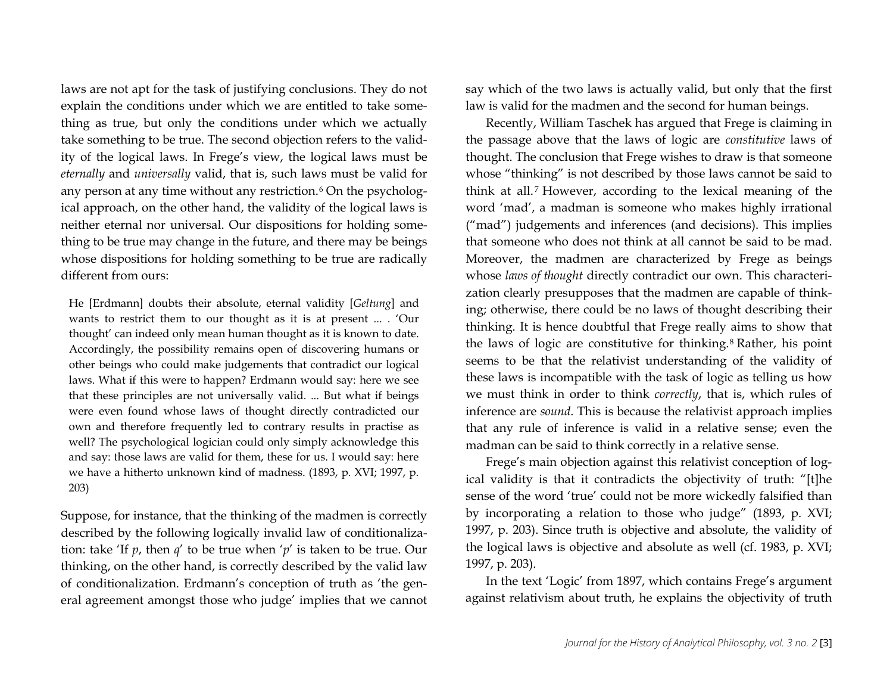laws are not apt for the task of justifying conclusions. They do not explain the conditions under which we are entitled to take something as true, but only the conditions under which we actually take something to be true. The second objection refers to the validity of the logical laws. In Frege's view, the logical laws must be *eternally* and *universally* valid, that is, such laws must be valid for any person at any time without any restriction.[6] On the psychological approach, on the other hand, the validity of the logical laws is neither eternal nor universal. Our dispositions for holding something to be true may change in the future, and there may be beings whose dispositions for holding something to be true are radically different from ours:

> He [Erdmann] doubts their absolute, eternal validity [*Geltung*] and wants to restrict them to our thought as it is at present ... . 'Our thought' can indeed only mean human thought as it is known to date. Accordingly, the possibility remains open of discovering humans or other beings who could make judgements that contradict our logical laws. What if this were to happen? Erdmann would say: here we see that these principles are not universally valid. ... But what if beings were even found whose laws of thought directly contradicted our own and therefore frequently led to contrary results in practise as well? The psychological logician could only simply acknowledge this and say: those laws are valid for them, these for us. I would say: here we have a hitherto unknown kind of madness. (1893, p. XVI; 1997, p. 203)

Suppose, for instance, that the thinking of the madmen is correctly described by the following logically invalid law of conditionalization: take 'If *p*, then *q*' to be true when '*p*' is taken to be true. Our thinking, on the other hand, is correctly described by the valid law of conditionalization. Erdmann's conception of truth as 'the general agreement amongst those who judge' implies that we cannot say which of the two laws is actually valid, but only that the first law is valid for the madmen and the second for human beings.

Recently, William Taschek has argued that Frege is claiming in the passage above that the laws of logic are *constitutive* laws of thought. The conclusion that Frege wishes to draw is that someone whose "thinking" is not described by those laws cannot be said to think at all.[7] However, according to the lexical meaning of the word 'mad', a madman is someone who makes highly irrational ("mad") judgements and inferences (and decisions). This implies that someone who does not think at all cannot be said to be mad. Moreover, the madmen are characterized by Frege as beings whose *laws of thought* directly contradict our own. This characterization clearly presupposes that the madmen are capable of thinking; otherwise, there could be no laws of thought describing their thinking. It is hence doubtful that Frege really aims to show that the laws of logic are constitutive for thinking.[8] Rather, his point seems to be that the relativist understanding of the validity of these laws is incompatible with the task of logic as telling us how we must think in order to think *correctly*, that is, which rules of inference are *sound*. This is because the relativist approach implies that any rule of inference is valid in a relative sense; even the madman can be said to think correctly in a relative sense.

Frege's main objection against this relativist conception of logical validity is that it contradicts the objectivity of truth: "[t]he sense of the word 'true' could not be more wickedly falsified than by incorporating a relation to those who judge" (1893, p. XVI; 1997, p. 203). Since truth is objective and absolute, the validity of the logical laws is objective and absolute as well (cf. 1983, p. XVI; 1997, p. 203).

In the text 'Logic' from 1897, which contains Frege's argument against relativism about truth, he explains the objectivity of truth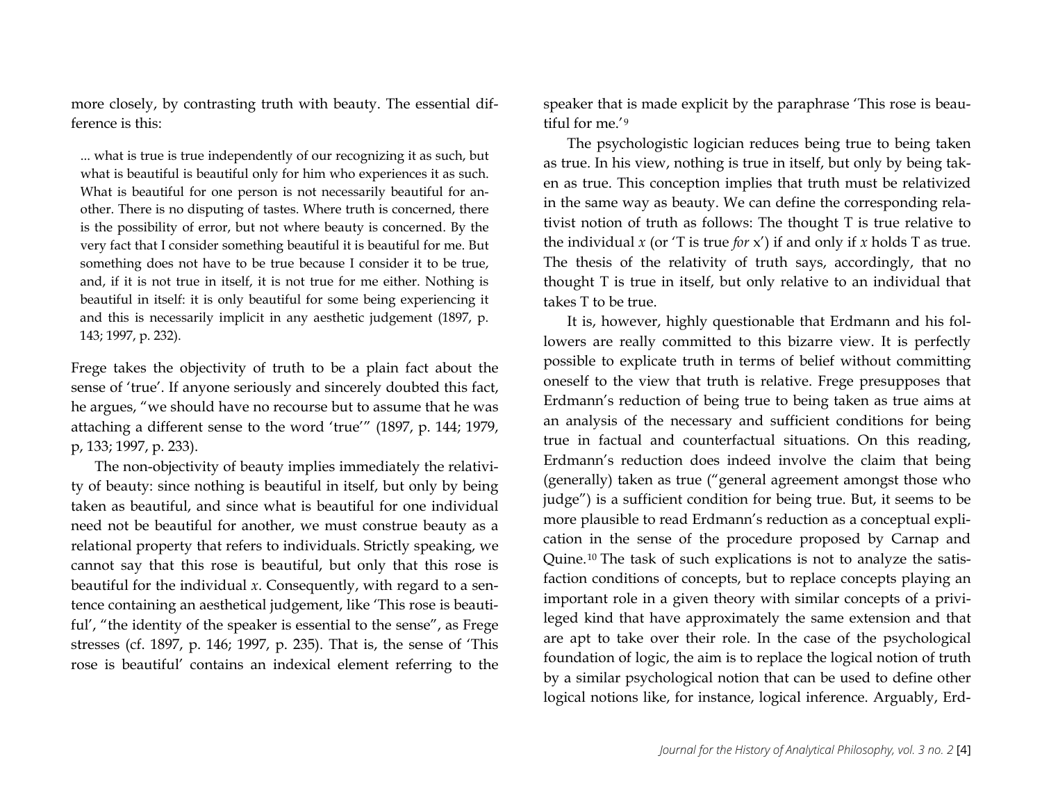more closely, by contrasting truth with beauty. The essential difference is this:

> ... what is true is true independently of our recognizing it as such, but what is beautiful is beautiful only for him who experiences it as such. What is beautiful for one person is not necessarily beautiful for another. There is no disputing of tastes. Where truth is concerned, there is the possibility of error, but not where beauty is concerned. By the very fact that I consider something beautiful it is beautiful for me. But something does not have to be true because I consider it to be true, and, if it is not true in itself, it is not true for me either. Nothing is beautiful in itself: it is only beautiful for some being experiencing it and this is necessarily implicit in any aesthetic judgement (1897, p. 143; 1997, p. 232).

Frege takes the objectivity of truth to be a plain fact about the sense of 'true'. If anyone seriously and sincerely doubted this fact, he argues, "we should have no recourse but to assume that he was attaching a different sense to the word 'true'" (1897, p. 144; 1979, p, 133; 1997, p. 233).

The non-objectivity of beauty implies immediately the relativity of beauty: since nothing is beautiful in itself, but only by being taken as beautiful, and since what is beautiful for one individual need not be beautiful for another, we must construe beauty as a relational property that refers to individuals. Strictly speaking, we cannot say that this rose is beautiful, but only that this rose is beautiful for the individual $x$. Consequently, with regard to a sentence containing an aesthetical judgement, like 'This rose is beautiful', "the identity of the speaker is essential to the sense", as Frege stresses (cf. 1897, p. 146; 1997, p. 235). That is, the sense of 'This rose is beautiful' contains an indexical element referring to the speaker that is made explicit by the paraphrase 'This rose is beautiful for me.'[9]

The psychologistic logician reduces being true to being taken as true. In his view, nothing is true in itself, but only by being taken as true. This conception implies that truth must be relativized in the same way as beauty. We can define the corresponding relativist notion of truth as follows: The thought T is true relative to the individual $x$ (or 'T is true *for* x') if and only if $x$ holds T as true. The thesis of the relativity of truth says, accordingly, that no thought T is true in itself, but only relative to an individual that takes T to be true.

It is, however, highly questionable that Erdmann and his followers are really committed to this bizarre view. It is perfectly possible to explicate truth in terms of belief without committing oneself to the view that truth is relative. Frege presupposes that Erdmann's reduction of being true to being taken as true aims at an analysis of the necessary and sufficient conditions for being true in factual and counterfactual situations. On this reading, Erdmann's reduction does indeed involve the claim that being (generally) taken as true ("general agreement amongst those who judge") is a sufficient condition for being true. But, it seems to be more plausible to read Erdmann's reduction as a conceptual explication in the sense of the procedure proposed by Carnap and Quine.[10] The task of such explications is not to analyze the satisfaction conditions of concepts, but to replace concepts playing an important role in a given theory with similar concepts of a privileged kind that have approximately the same extension and that are apt to take over their role. In the case of the psychological foundation of logic, the aim is to replace the logical notion of truth by a similar psychological notion that can be used to define other logical notions like, for instance, logical inference. Arguably, Erd-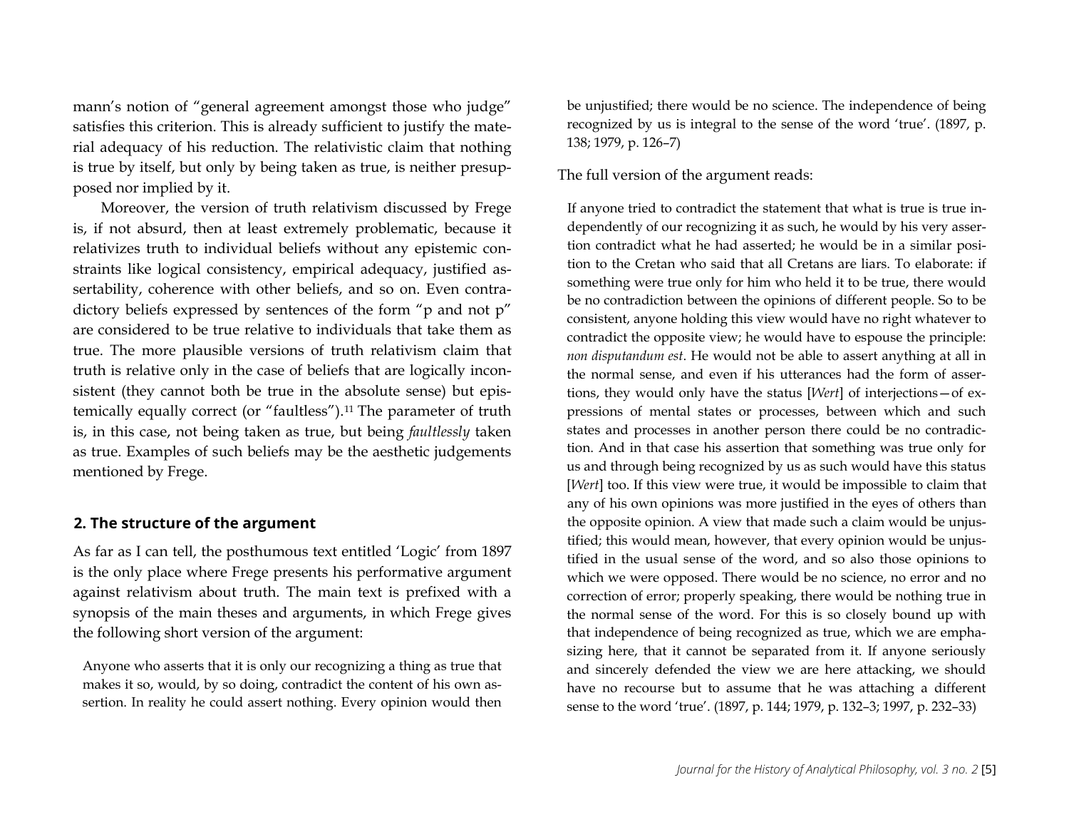mann's notion of "general agreement amongst those who judge" satisfies this criterion. This is already sufficient to justify the material adequacy of his reduction. The relativistic claim that nothing is true by itself, but only by being taken as true, is neither presupposed nor implied by it.

Moreover, the version of truth relativism discussed by Frege is, if not absurd, then at least extremely problematic, because it relativizes truth to individual beliefs without any epistemic constraints like logical consistency, empirical adequacy, justified assertability, coherence with other beliefs, and so on. Even contradictory beliefs expressed by sentences of the form "p and not p" are considered to be true relative to individuals that take them as true. The more plausible versions of truth relativism claim that truth is relative only in the case of beliefs that are logically inconsistent (they cannot both be true in the absolute sense) but epistemically equally correct (or "faultless").[11] The parameter of truth is, in this case, not being taken as true, but being *faultlessly* taken as true. Examples of such beliefs may be the aesthetic judgements mentioned by Frege.

## 2. The structure of the argument

As far as I can tell, the posthumous text entitled 'Logic' from 1897 is the only place where Frege presents his performative argument against relativism about truth. The main text is prefixed with a synopsis of the main theses and arguments, in which Frege gives the following short version of the argument:

> Anyone who asserts that it is only our recognizing a thing as true that makes it so, would, by so doing, contradict the content of his own assertion. In reality he could assert nothing. Every opinion would then be unjustified; there would be no science. The independence of being recognized by us is integral to the sense of the word 'true'. (1897, p. 138; 1979, p. 126–7)

The full version of the argument reads:

> If anyone tried to contradict the statement that what is true is true independently of our recognizing it as such, he would by his very assertion contradict what he had asserted; he would be in a similar position to the Cretan who said that all Cretans are liars. To elaborate: if something were true only for him who held it to be true, there would be no contradiction between the opinions of different people. So to be consistent, anyone holding this view would have no right whatever to contradict the opposite view; he would have to espouse the principle: *non disputandum est*. He would not be able to assert anything at all in the normal sense, and even if his utterances had the form of assertions, they would only have the status [*Wert*] of interjections—of expressions of mental states or processes, between which and such states and processes in another person there could be no contradiction. And in that case his assertion that something was true only for us and through being recognized by us as such would have this status [*Wert*] too. If this view were true, it would be impossible to claim that any of his own opinions was more justified in the eyes of others than the opposite opinion. A view that made such a claim would be unjustified; this would mean, however, that every opinion would be unjustified in the usual sense of the word, and so also those opinions to which we were opposed. There would be no science, no error and no correction of error; properly speaking, there would be nothing true in the normal sense of the word. For this is so closely bound up with that independence of being recognized as true, which we are emphasizing here, that it cannot be separated from it. If anyone seriously and sincerely defended the view we are here attacking, we should have no recourse but to assume that he was attaching a different sense to the word 'true'. (1897, p. 144; 1979, p. 132–3; 1997, p. 232–33)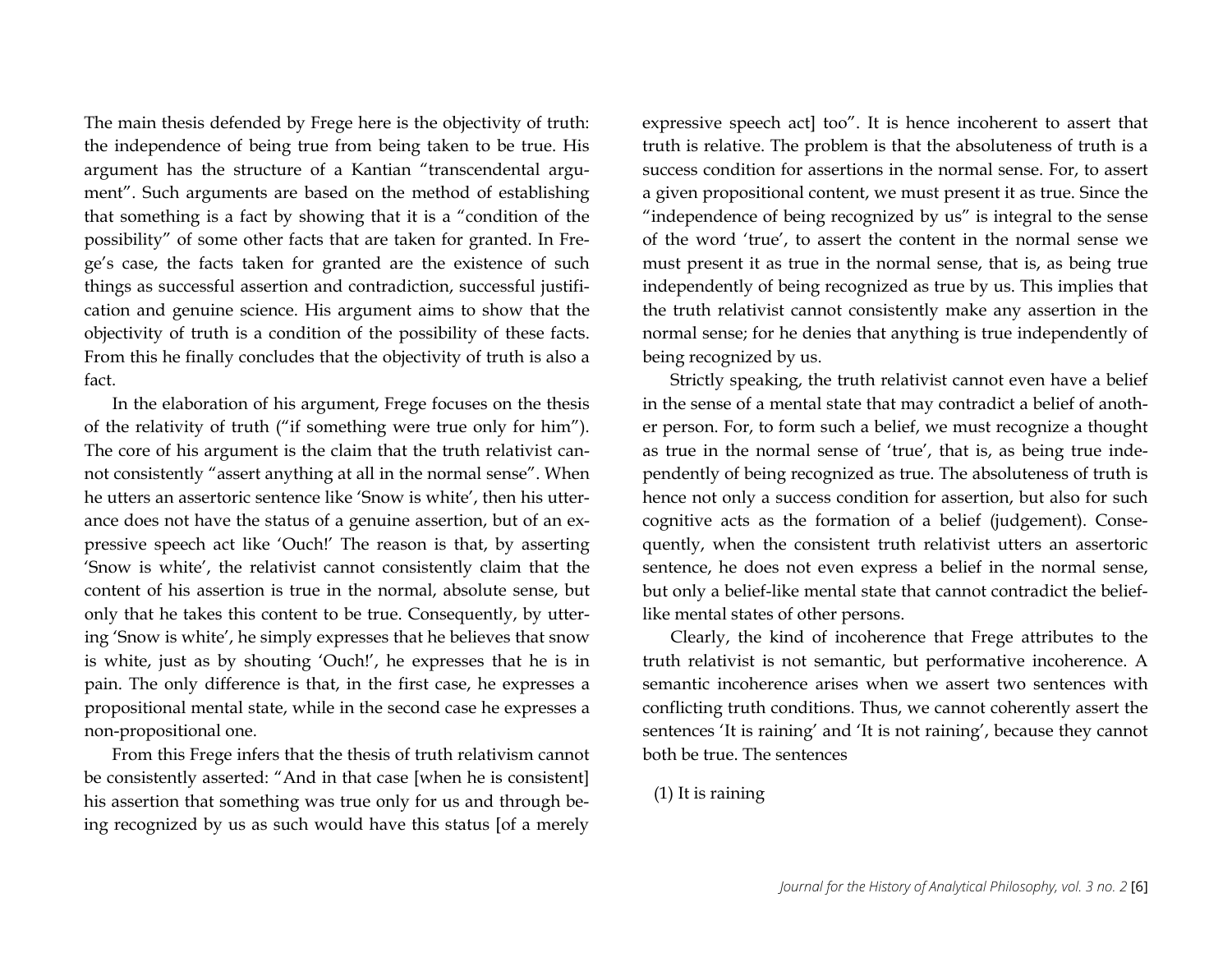The main thesis defended by Frege here is the objectivity of truth: the independence of being true from being taken to be true. His argument has the structure of a Kantian "transcendental argument". Such arguments are based on the method of establishing that something is a fact by showing that it is a "condition of the possibility" of some other facts that are taken for granted. In Frege's case, the facts taken for granted are the existence of such things as successful assertion and contradiction, successful justification and genuine science. His argument aims to show that the objectivity of truth is a condition of the possibility of these facts. From this he finally concludes that the objectivity of truth is also a fact.

In the elaboration of his argument, Frege focuses on the thesis of the relativity of truth ("if something were true only for him"). The core of his argument is the claim that the truth relativist cannot consistently "assert anything at all in the normal sense". When he utters an assertoric sentence like 'Snow is white', then his utterance does not have the status of a genuine assertion, but of an expressive speech act like 'Ouch!' The reason is that, by asserting 'Snow is white', the relativist cannot consistently claim that the content of his assertion is true in the normal, absolute sense, but only that he takes this content to be true. Consequently, by uttering 'Snow is white', he simply expresses that he believes that snow is white, just as by shouting 'Ouch!', he expresses that he is in pain. The only difference is that, in the first case, he expresses a propositional mental state, while in the second case he expresses a non-propositional one.

From this Frege infers that the thesis of truth relativism cannot be consistently asserted: "And in that case [when he is consistent] his assertion that something was true only for us and through being recognized by us as such would have this status [of a merely expressive speech act] too". It is hence incoherent to assert that truth is relative. The problem is that the absoluteness of truth is a success condition for assertions in the normal sense. For, to assert a given propositional content, we must present it as true. Since the "independence of being recognized by us" is integral to the sense of the word 'true', to assert the content in the normal sense we must present it as true in the normal sense, that is, as being true independently of being recognized as true by us. This implies that the truth relativist cannot consistently make any assertion in the normal sense; for he denies that anything is true independently of being recognized by us.

Strictly speaking, the truth relativist cannot even have a belief in the sense of a mental state that may contradict a belief of another person. For, to form such a belief, we must recognize a thought as true in the normal sense of 'true', that is, as being true independently of being recognized as true. The absoluteness of truth is hence not only a success condition for assertion, but also for such cognitive acts as the formation of a belief (judgement). Consequently, when the consistent truth relativist utters an assertoric sentence, he does not even express a belief in the normal sense, but only a belief-like mental state that cannot contradict the belief-like mental states of other persons.

Clearly, the kind of incoherence that Frege attributes to the truth relativist is not semantic, but performative incoherence. A semantic incoherence arises when we assert two sentences with conflicting truth conditions. Thus, we cannot coherently assert the sentences 'It is raining' and 'It is not raining', because they cannot both be true. The sentences

(1) It is raining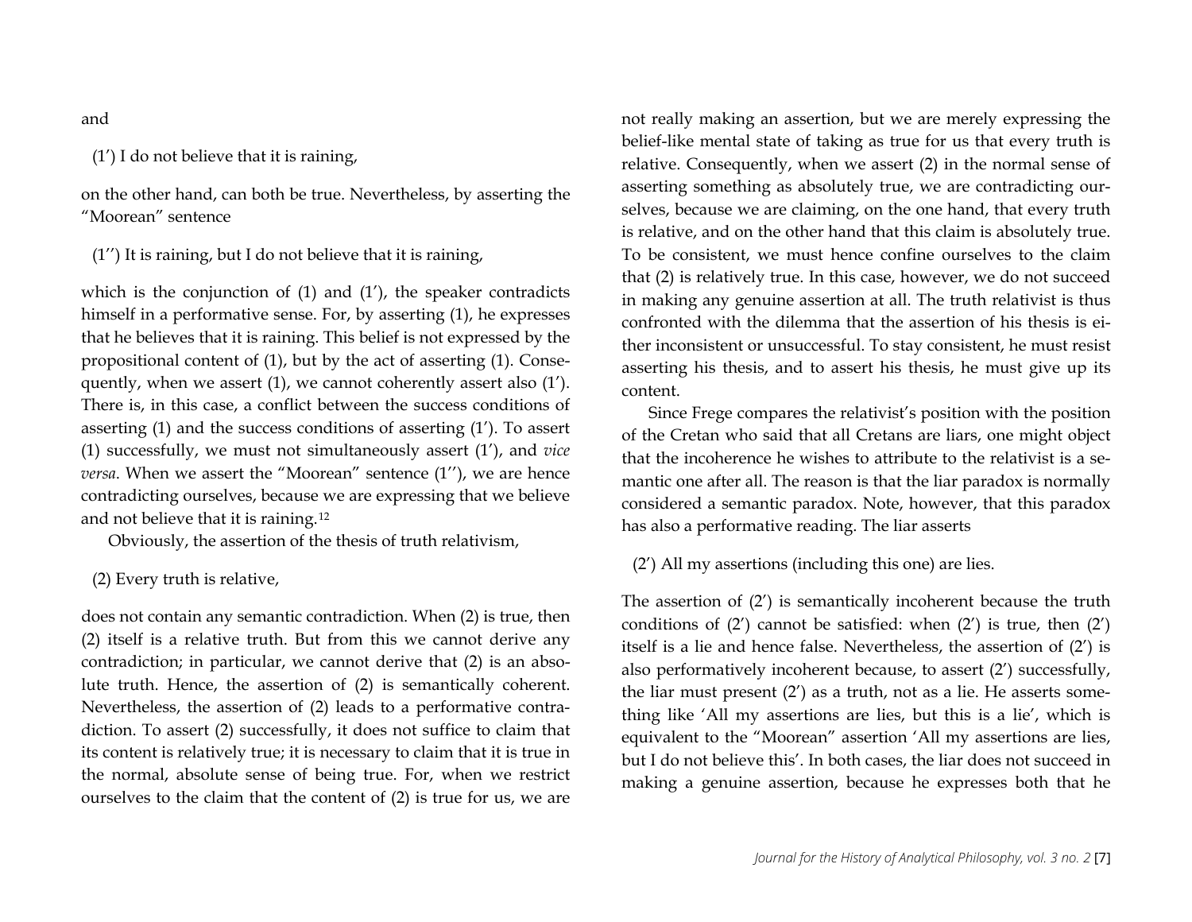and

(1′) I do not believe that it is raining,

on the other hand, can both be true. Nevertheless, by asserting the "Moorean" sentence

(1′′) It is raining, but I do not believe that it is raining,

which is the conjunction of (1) and (1′), the speaker contradicts himself in a performative sense. For, by asserting (1), he expresses that he believes that it is raining. This belief is not expressed by the propositional content of (1), but by the act of asserting (1). Consequently, when we assert (1), we cannot coherently assert also (1′). There is, in this case, a conflict between the success conditions of asserting (1) and the success conditions of asserting (1′). To assert (1) successfully, we must not simultaneously assert (1′), and *vice versa*. When we assert the "Moorean" sentence (1′′), we are hence contradicting ourselves, because we are expressing that we believe and not believe that it is raining.[12]

Obviously, the assertion of the thesis of truth relativism,

(2) Every truth is relative,

does not contain any semantic contradiction. When (2) is true, then (2) itself is a relative truth. But from this we cannot derive any contradiction; in particular, we cannot derive that (2) is an absolute truth. Hence, the assertion of (2) is semantically coherent. Nevertheless, the assertion of (2) leads to a performative contradiction. To assert (2) successfully, it does not suffice to claim that its content is relatively true; it is necessary to claim that it is true in the normal, absolute sense of being true. For, when we restrict ourselves to the claim that the content of (2) is true for us, we are not really making an assertion, but we are merely expressing the belief-like mental state of taking as true for us that every truth is relative. Consequently, when we assert (2) in the normal sense of asserting something as absolutely true, we are contradicting ourselves, because we are claiming, on the one hand, that every truth is relative, and on the other hand that this claim is absolutely true. To be consistent, we must hence confine ourselves to the claim that (2) is relatively true. In this case, however, we do not succeed in making any genuine assertion at all. The truth relativist is thus confronted with the dilemma that the assertion of his thesis is either inconsistent or unsuccessful. To stay consistent, he must resist asserting his thesis, and to assert his thesis, he must give up its content.

Since Frege compares the relativist's position with the position of the Cretan who said that all Cretans are liars, one might object that the incoherence he wishes to attribute to the relativist is a semantic one after all. The reason is that the liar paradox is normally considered a semantic paradox. Note, however, that this paradox has also a performative reading. The liar asserts

(2′) All my assertions (including this one) are lies.

The assertion of (2′) is semantically incoherent because the truth conditions of (2′) cannot be satisfied: when (2′) is true, then (2′) itself is a lie and hence false. Nevertheless, the assertion of (2′) is also performatively incoherent because, to assert (2′) successfully, the liar must present (2′) as a truth, not as a lie. He asserts something like 'All my assertions are lies, but this is a lie', which is equivalent to the "Moorean" assertion 'All my assertions are lies, but I do not believe this'. In both cases, the liar does not succeed in making a genuine assertion, because he expresses both that he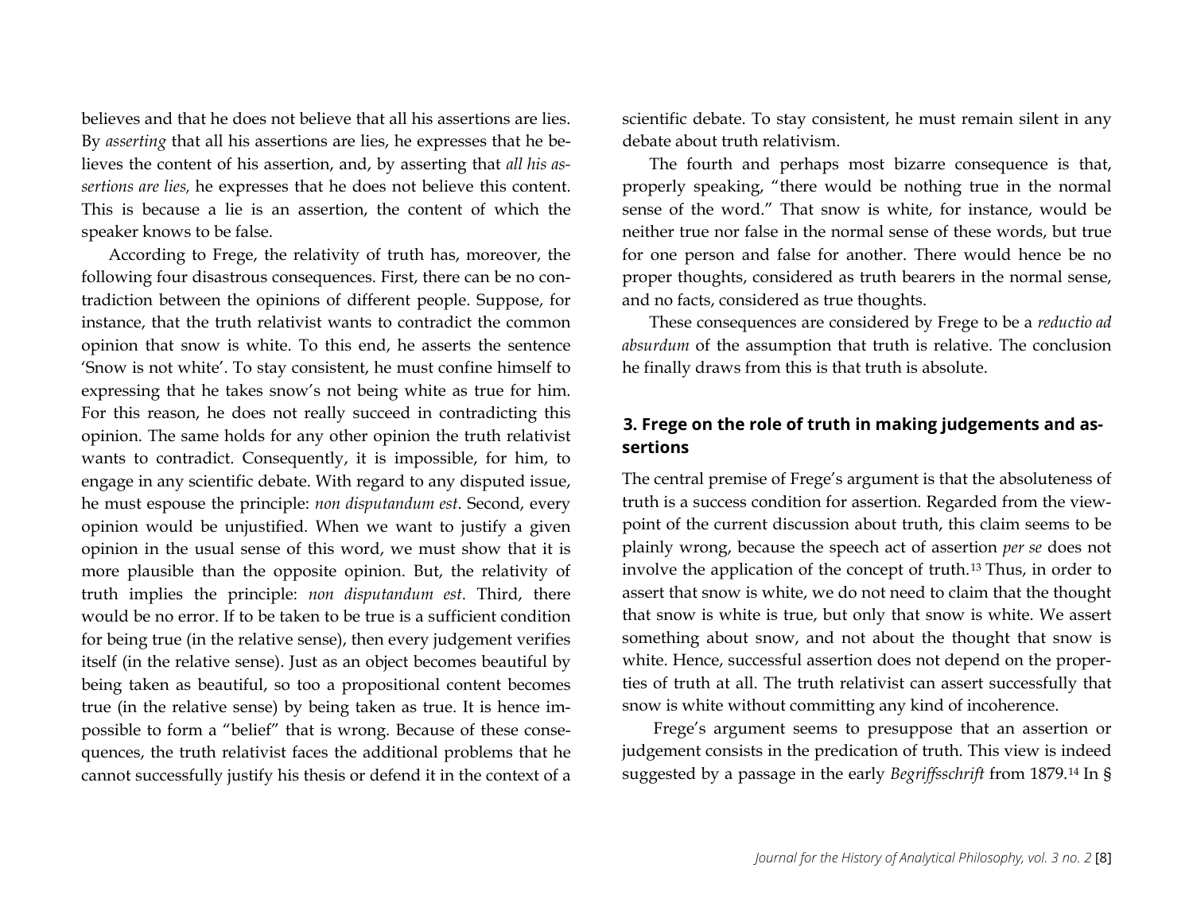believes and that he does not believe that all his assertions are lies. By *asserting* that all his assertions are lies, he expresses that he believes the content of his assertion, and, by asserting that *all his assertions are lies,* he expresses that he does not believe this content. This is because a lie is an assertion, the content of which the speaker knows to be false.

According to Frege, the relativity of truth has, moreover, the following four disastrous consequences. First, there can be no contradiction between the opinions of different people. Suppose, for instance, that the truth relativist wants to contradict the common opinion that snow is white. To this end, he asserts the sentence 'Snow is not white'. To stay consistent, he must confine himself to expressing that he takes snow's not being white as true for him. For this reason, he does not really succeed in contradicting this opinion. The same holds for any other opinion the truth relativist wants to contradict. Consequently, it is impossible, for him, to engage in any scientific debate. With regard to any disputed issue, he must espouse the principle: *non disputandum est*. Second, every opinion would be unjustified. When we want to justify a given opinion in the usual sense of this word, we must show that it is more plausible than the opposite opinion. But, the relativity of truth implies the principle: *non disputandum est*. Third, there would be no error. If to be taken to be true is a sufficient condition for being true (in the relative sense), then every judgement verifies itself (in the relative sense). Just as an object becomes beautiful by being taken as beautiful, so too a propositional content becomes true (in the relative sense) by being taken as true. It is hence impossible to form a "belief" that is wrong. Because of these consequences, the truth relativist faces the additional problems that he cannot successfully justify his thesis or defend it in the context of a scientific debate. To stay consistent, he must remain silent in any debate about truth relativism.

The fourth and perhaps most bizarre consequence is that, properly speaking, "there would be nothing true in the normal sense of the word." That snow is white, for instance, would be neither true nor false in the normal sense of these words, but true for one person and false for another. There would hence be no proper thoughts, considered as truth bearers in the normal sense, and no facts, considered as true thoughts.

These consequences are considered by Frege to be a *reductio ad absurdum* of the assumption that truth is relative. The conclusion he finally draws from this is that truth is absolute.

## 3. Frege on the role of truth in making judgements and assertions

The central premise of Frege's argument is that the absoluteness of truth is a success condition for assertion. Regarded from the viewpoint of the current discussion about truth, this claim seems to be plainly wrong, because the speech act of assertion *per se* does not involve the application of the concept of truth.[13] Thus, in order to assert that snow is white, we do not need to claim that the thought that snow is white is true, but only that snow is white. We assert something about snow, and not about the thought that snow is white. Hence, successful assertion does not depend on the properties of truth at all. The truth relativist can assert successfully that snow is white without committing any kind of incoherence.

Frege's argument seems to presuppose that an assertion or judgement consists in the predication of truth. This view is indeed suggested by a passage in the early *Begriffsschrift* from 1879.[14] In §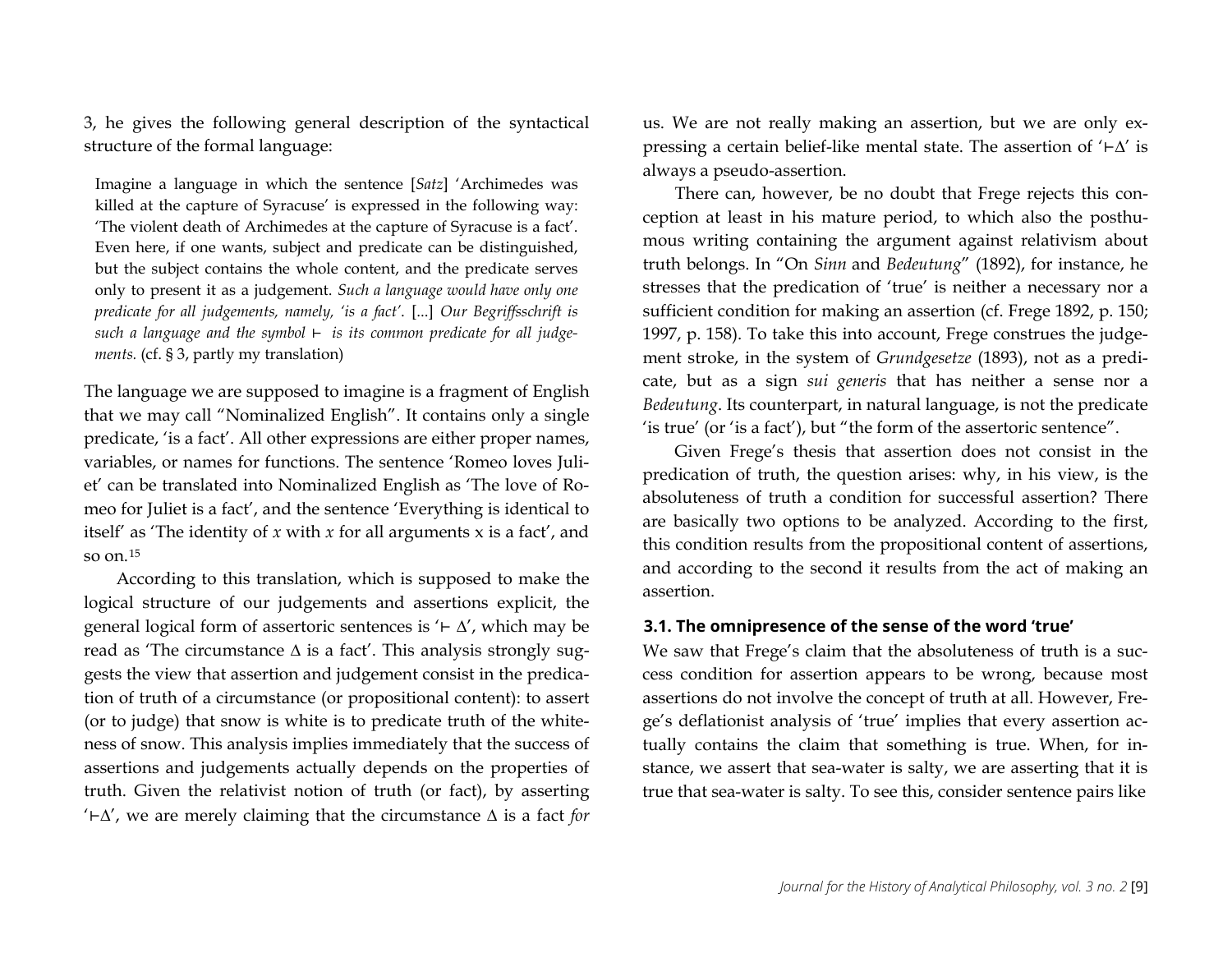3, he gives the following general description of the syntactical structure of the formal language:

> Imagine a language in which the sentence [*Satz*] 'Archimedes was killed at the capture of Syracuse' is expressed in the following way: 'The violent death of Archimedes at the capture of Syracuse is a fact'. Even here, if one wants, subject and predicate can be distinguished, but the subject contains the whole content, and the predicate serves only to present it as a judgement. *Such a language would have only one predicate for all judgements, namely, 'is a fact'.* [...] *Our Begriffsschrift is such a language and the symbol ⊢ is its common predicate for all judgements.* (cf. § 3, partly my translation)

The language we are supposed to imagine is a fragment of English that we may call "Nominalized English". It contains only a single predicate, 'is a fact'. All other expressions are either proper names, variables, or names for functions. The sentence 'Romeo loves Juliet' can be translated into Nominalized English as 'The love of Romeo for Juliet is a fact', and the sentence 'Everything is identical to itself' as 'The identity of $x$ with $x$ for all arguments x is a fact', and so on.[15]

According to this translation, which is supposed to make the logical structure of our judgements and assertions explicit, the general logical form of assertoric sentences is '$\vdash \Delta$', which may be read as 'The circumstance $\Delta$ is a fact'. This analysis strongly suggests the view that assertion and judgement consist in the predication of truth of a circumstance (or propositional content): to assert (or to judge) that snow is white is to predicate truth of the whiteness of snow. This analysis implies immediately that the success of assertions and judgements actually depends on the properties of truth. Given the relativist notion of truth (or fact), by asserting '$\vdash\Delta$', we are merely claiming that the circumstance $\Delta$ is a fact *for* us. We are not really making an assertion, but we are only expressing a certain belief-like mental state. The assertion of '$\vdash\Delta$' is always a pseudo-assertion.

There can, however, be no doubt that Frege rejects this conception at least in his mature period, to which also the posthumous writing containing the argument against relativism about truth belongs. In "On *Sinn* and *Bedeutung*" (1892), for instance, he stresses that the predication of 'true' is neither a necessary nor a sufficient condition for making an assertion (cf. Frege 1892, p. 150; 1997, p. 158). To take this into account, Frege construes the judgement stroke, in the system of *Grundgesetze* (1893), not as a predicate, but as a sign *sui generis* that has neither a sense nor a *Bedeutung*. Its counterpart, in natural language, is not the predicate 'is true' (or 'is a fact'), but "the form of the assertoric sentence".

Given Frege's thesis that assertion does not consist in the predication of truth, the question arises: why, in his view, is the absoluteness of truth a condition for successful assertion? There are basically two options to be analyzed. According to the first, this condition results from the propositional content of assertions, and according to the second it results from the act of making an assertion.

### 3.1. The omnipresence of the sense of the word 'true'

We saw that Frege's claim that the absoluteness of truth is a success condition for assertion appears to be wrong, because most assertions do not involve the concept of truth at all. However, Frege's deflationist analysis of 'true' implies that every assertion actually contains the claim that something is true. When, for instance, we assert that sea-water is salty, we are asserting that it is true that sea-water is salty. To see this, consider sentence pairs like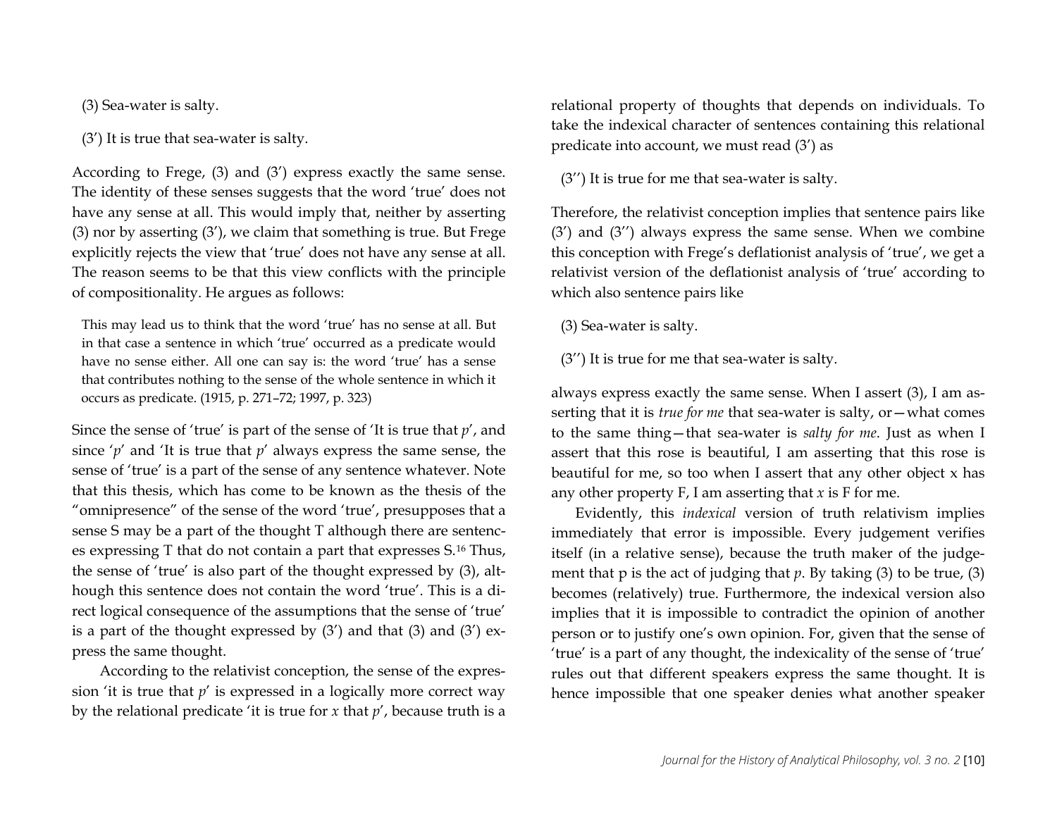(3) Sea-water is salty.

(3′) It is true that sea-water is salty.

According to Frege, (3) and (3′) express exactly the same sense. The identity of these senses suggests that the word 'true' does not have any sense at all. This would imply that, neither by asserting (3) nor by asserting (3′), we claim that something is true. But Frege explicitly rejects the view that 'true' does not have any sense at all. The reason seems to be that this view conflicts with the principle of compositionality. He argues as follows:

> This may lead us to think that the word 'true' has no sense at all. But in that case a sentence in which 'true' occurred as a predicate would have no sense either. All one can say is: the word 'true' has a sense that contributes nothing to the sense of the whole sentence in which it occurs as predicate. (1915, p. 271–72; 1997, p. 323)

Since the sense of 'true' is part of the sense of 'It is true that *p*', and since '*p*' and 'It is true that *p*' always express the same sense, the sense of 'true' is a part of the sense of any sentence whatever. Note that this thesis, which has come to be known as the thesis of the "omnipresence" of the sense of the word 'true', presupposes that a sense S may be a part of the thought T although there are sentences expressing T that do not contain a part that expresses S.[16] Thus, the sense of 'true' is also part of the thought expressed by (3), although this sentence does not contain the word 'true'. This is a direct logical consequence of the assumptions that the sense of 'true' is a part of the thought expressed by (3′) and that (3) and (3′) express the same thought.

According to the relativist conception, the sense of the expression 'it is true that *p*' is expressed in a logically more correct way by the relational predicate 'it is true for *x* that *p*', because truth is a relational property of thoughts that depends on individuals. To take the indexical character of sentences containing this relational predicate into account, we must read (3′) as

(3′′) It is true for me that sea-water is salty.

Therefore, the relativist conception implies that sentence pairs like (3′) and (3′′) always express the same sense. When we combine this conception with Frege's deflationist analysis of 'true', we get a relativist version of the deflationist analysis of 'true' according to which also sentence pairs like

(3) Sea-water is salty.

(3′′) It is true for me that sea-water is salty.

always express exactly the same sense. When I assert (3), I am asserting that it is *true for me* that sea-water is salty, or—what comes to the same thing—that sea-water is *salty for me*. Just as when I assert that this rose is beautiful, I am asserting that this rose is beautiful for me, so too when I assert that any other object x has any other property F, I am asserting that *x* is F for me.

Evidently, this *indexical* version of truth relativism implies immediately that error is impossible. Every judgement verifies itself (in a relative sense), because the truth maker of the judgement that p is the act of judging that *p*. By taking (3) to be true, (3) becomes (relatively) true. Furthermore, the indexical version also implies that it is impossible to contradict the opinion of another person or to justify one's own opinion. For, given that the sense of 'true' is a part of any thought, the indexicality of the sense of 'true' rules out that different speakers express the same thought. It is hence impossible that one speaker denies what another speaker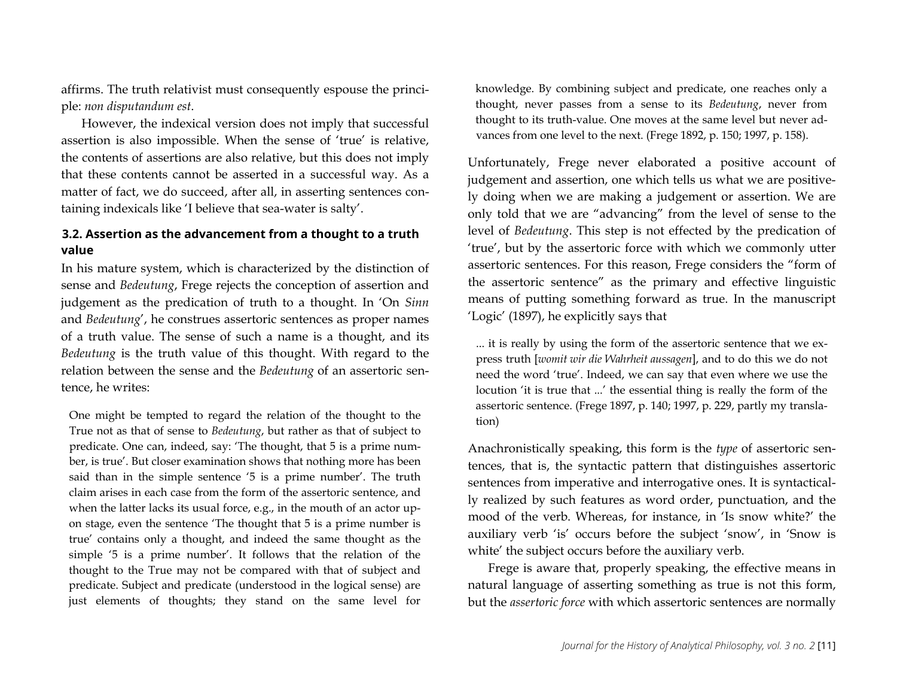affirms. The truth relativist must consequently espouse the principle: *non disputandum est*.

However, the indexical version does not imply that successful assertion is also impossible. When the sense of 'true' is relative, the contents of assertions are also relative, but this does not imply that these contents cannot be asserted in a successful way. As a matter of fact, we do succeed, after all, in asserting sentences containing indexicals like 'I believe that sea-water is salty'.

### 3.2. Assertion as the advancement from a thought to a truth value

In his mature system, which is characterized by the distinction of sense and *Bedeutung*, Frege rejects the conception of assertion and judgement as the predication of truth to a thought. In 'On *Sinn* and *Bedeutung*', he construes assertoric sentences as proper names of a truth value. The sense of such a name is a thought, and its *Bedeutung* is the truth value of this thought. With regard to the relation between the sense and the *Bedeutung* of an assertoric sentence, he writes:

> One might be tempted to regard the relation of the thought to the True not as that of sense to *Bedeutung*, but rather as that of subject to predicate. One can, indeed, say: 'The thought, that 5 is a prime number, is true'. But closer examination shows that nothing more has been said than in the simple sentence '5 is a prime number'. The truth claim arises in each case from the form of the assertoric sentence, and when the latter lacks its usual force, e.g., in the mouth of an actor upon stage, even the sentence 'The thought that 5 is a prime number is true' contains only a thought, and indeed the same thought as the simple '5 is a prime number'. It follows that the relation of the thought to the True may not be compared with that of subject and predicate. Subject and predicate (understood in the logical sense) are just elements of thoughts; they stand on the same level for knowledge. By combining subject and predicate, one reaches only a thought, never passes from a sense to its *Bedeutung*, never from thought to its truth-value. One moves at the same level but never advances from one level to the next. (Frege 1892, p. 150; 1997, p. 158).

Unfortunately, Frege never elaborated a positive account of judgement and assertion, one which tells us what we are positively doing when we are making a judgement or assertion. We are only told that we are "advancing" from the level of sense to the level of *Bedeutung*. This step is not effected by the predication of 'true', but by the assertoric force with which we commonly utter assertoric sentences. For this reason, Frege considers the "form of the assertoric sentence" as the primary and effective linguistic means of putting something forward as true. In the manuscript 'Logic' (1897), he explicitly says that

> ... it is really by using the form of the assertoric sentence that we express truth [*womit wir die Wahrheit aussagen*], and to do this we do not need the word 'true'. Indeed, we can say that even where we use the locution 'it is true that ...' the essential thing is really the form of the assertoric sentence. (Frege 1897, p. 140; 1997, p. 229, partly my translation)

Anachronistically speaking, this form is the *type* of assertoric sentences, that is, the syntactic pattern that distinguishes assertoric sentences from imperative and interrogative ones. It is syntactically realized by such features as word order, punctuation, and the mood of the verb. Whereas, for instance, in 'Is snow white?' the auxiliary verb 'is' occurs before the subject 'snow', in 'Snow is white' the subject occurs before the auxiliary verb.

Frege is aware that, properly speaking, the effective means in natural language of asserting something as true is not this form, but the *assertoric force* with which assertoric sentences are normally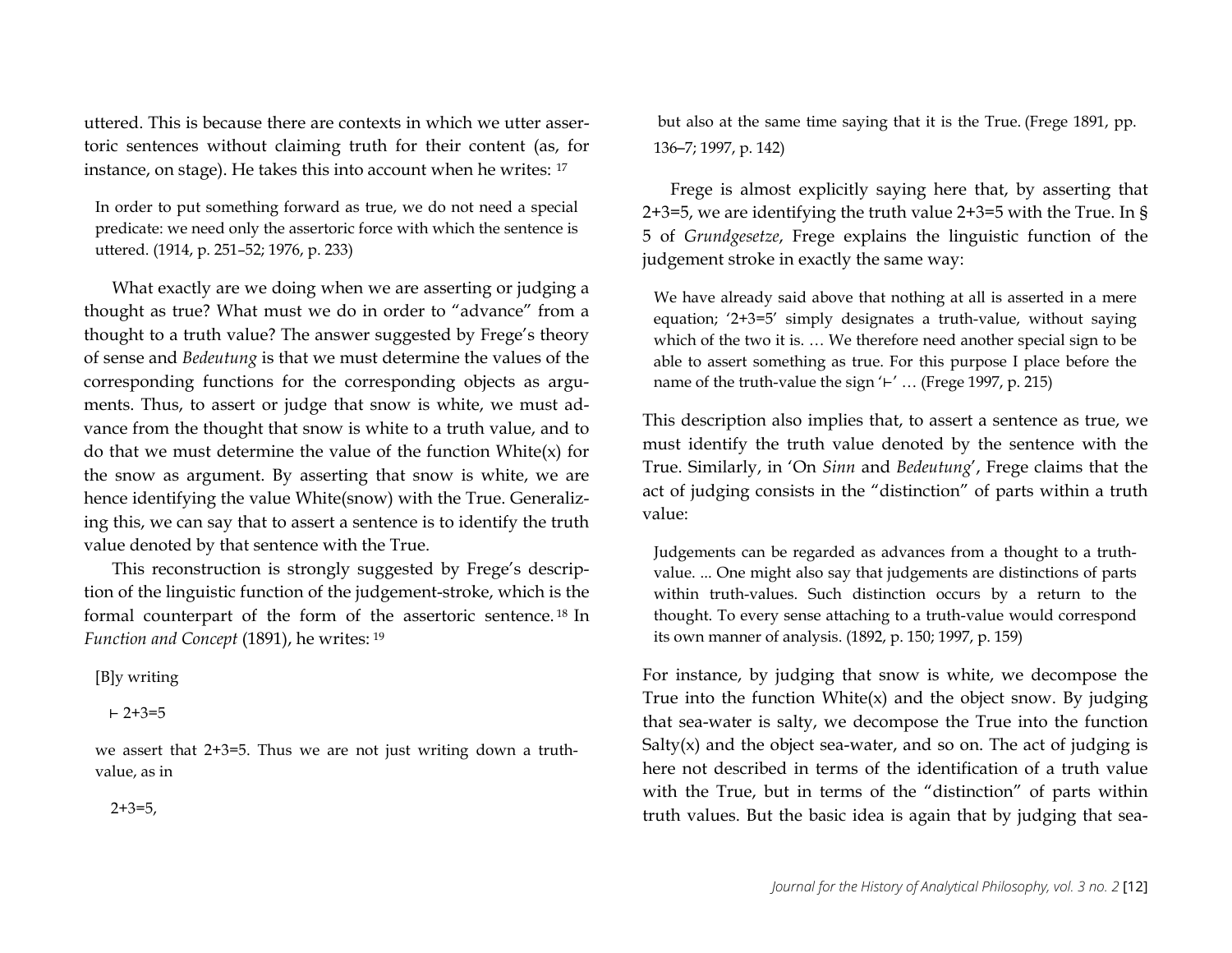uttered. This is because there are contexts in which we utter assertoric sentences without claiming truth for their content (as, for instance, on stage). He takes this into account when he writes: [17]

> In order to put something forward as true, we do not need a special predicate: we need only the assertoric force with which the sentence is uttered. (1914, p. 251–52; 1976, p. 233)

What exactly are we doing when we are asserting or judging a thought as true? What must we do in order to "advance" from a thought to a truth value? The answer suggested by Frege's theory of sense and *Bedeutung* is that we must determine the values of the corresponding functions for the corresponding objects as arguments. Thus, to assert or judge that snow is white, we must advance from the thought that snow is white to a truth value, and to do that we must determine the value of the function White(x) for the snow as argument. By asserting that snow is white, we are hence identifying the value White(snow) with the True. Generalizing this, we can say that to assert a sentence is to identify the truth value denoted by that sentence with the True.

This reconstruction is strongly suggested by Frege's description of the linguistic function of the judgement-stroke, which is the formal counterpart of the form of the assertoric sentence.[18] In *Function and Concept* (1891), he writes: [19]

> [B]y writing
>
> ⊢ 2+3=5
>
> we assert that 2+3=5. Thus we are not just writing down a truth-value, as in
>
> 2+3=5,
>
> but also at the same time saying that it is the True. (Frege 1891, pp. 136–7; 1997, p. 142)

Frege is almost explicitly saying here that, by asserting that 2+3=5, we are identifying the truth value 2+3=5 with the True. In § 5 of *Grundgesetze*, Frege explains the linguistic function of the judgement stroke in exactly the same way:

> We have already said above that nothing at all is asserted in a mere equation; '2+3=5' simply designates a truth-value, without saying which of the two it is. … We therefore need another special sign to be able to assert something as true. For this purpose I place before the name of the truth-value the sign '⊢' … (Frege 1997, p. 215)

This description also implies that, to assert a sentence as true, we must identify the truth value denoted by the sentence with the True. Similarly, in 'On *Sinn* and *Bedeutung*', Frege claims that the act of judging consists in the "distinction" of parts within a truth value:

> Judgements can be regarded as advances from a thought to a truth-value. ... One might also say that judgements are distinctions of parts within truth-values. Such distinction occurs by a return to the thought. To every sense attaching to a truth-value would correspond its own manner of analysis. (1892, p. 150; 1997, p. 159)

For instance, by judging that snow is white, we decompose the True into the function White(x) and the object snow. By judging that sea-water is salty, we decompose the True into the function Salty(x) and the object sea-water, and so on. The act of judging is here not described in terms of the identification of a truth value with the True, but in terms of the "distinction" of parts within truth values. But the basic idea is again that by judging that sea-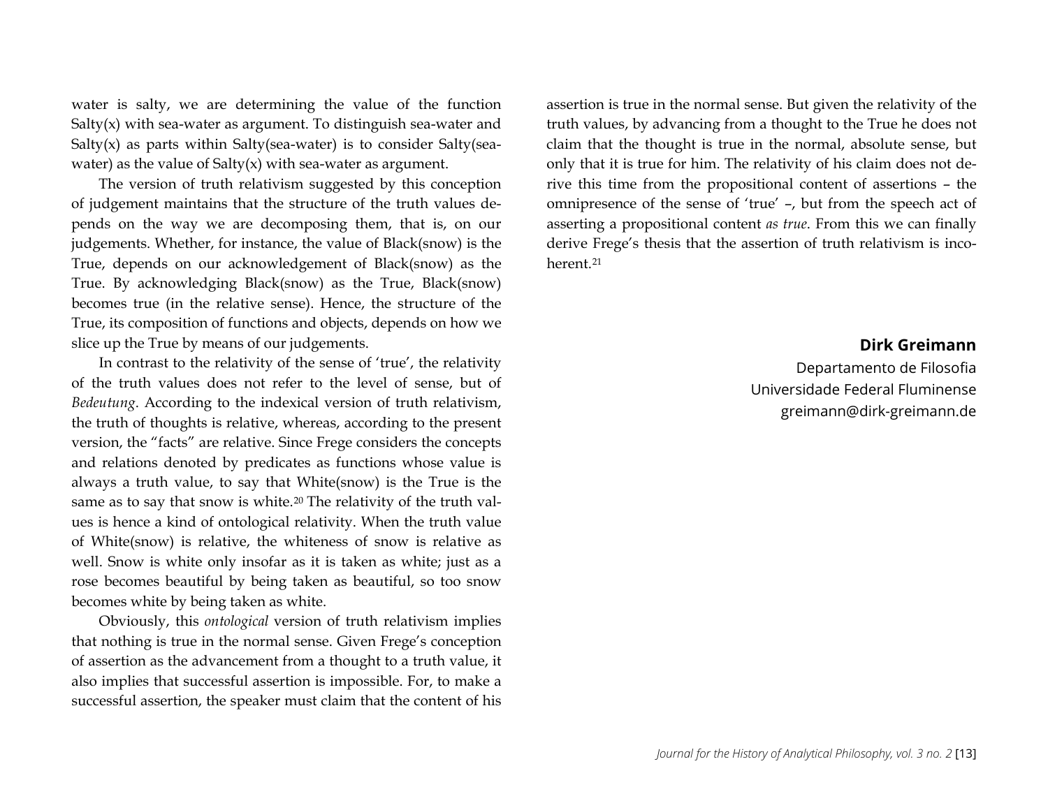water is salty, we are determining the value of the function Salty(x) with sea-water as argument. To distinguish sea-water and Salty(x) as parts within Salty(sea-water) is to consider Salty(sea-water) as the value of Salty(x) with sea-water as argument.

The version of truth relativism suggested by this conception of judgement maintains that the structure of the truth values depends on the way we are decomposing them, that is, on our judgements. Whether, for instance, the value of Black(snow) is the True, depends on our acknowledgement of Black(snow) as the True. By acknowledging Black(snow) as the True, Black(snow) becomes true (in the relative sense). Hence, the structure of the True, its composition of functions and objects, depends on how we slice up the True by means of our judgements.

In contrast to the relativity of the sense of 'true', the relativity of the truth values does not refer to the level of sense, but of *Bedeutung*. According to the indexical version of truth relativism, the truth of thoughts is relative, whereas, according to the present version, the "facts" are relative. Since Frege considers the concepts and relations denoted by predicates as functions whose value is always a truth value, to say that White(snow) is the True is the same as to say that snow is white.[20] The relativity of the truth values is hence a kind of ontological relativity. When the truth value of White(snow) is relative, the whiteness of snow is relative as well. Snow is white only insofar as it is taken as white; just as a rose becomes beautiful by being taken as beautiful, so too snow becomes white by being taken as white.

Obviously, this *ontological* version of truth relativism implies that nothing is true in the normal sense. Given Frege's conception of assertion as the advancement from a thought to a truth value, it also implies that successful assertion is impossible. For, to make a successful assertion, the speaker must claim that the content of his assertion is true in the normal sense. But given the relativity of the truth values, by advancing from a thought to the True he does not claim that the thought is true in the normal, absolute sense, but only that it is true for him. The relativity of his claim does not derive this time from the propositional content of assertions – the omnipresence of the sense of 'true' –, but from the speech act of asserting a propositional content *as true*. From this we can finally derive Frege's thesis that the assertion of truth relativism is incoherent.[21]

**Dirk Greimann**
Departamento de Filosofia
Universidade Federal Fluminense
greimann@dirk-greimann.de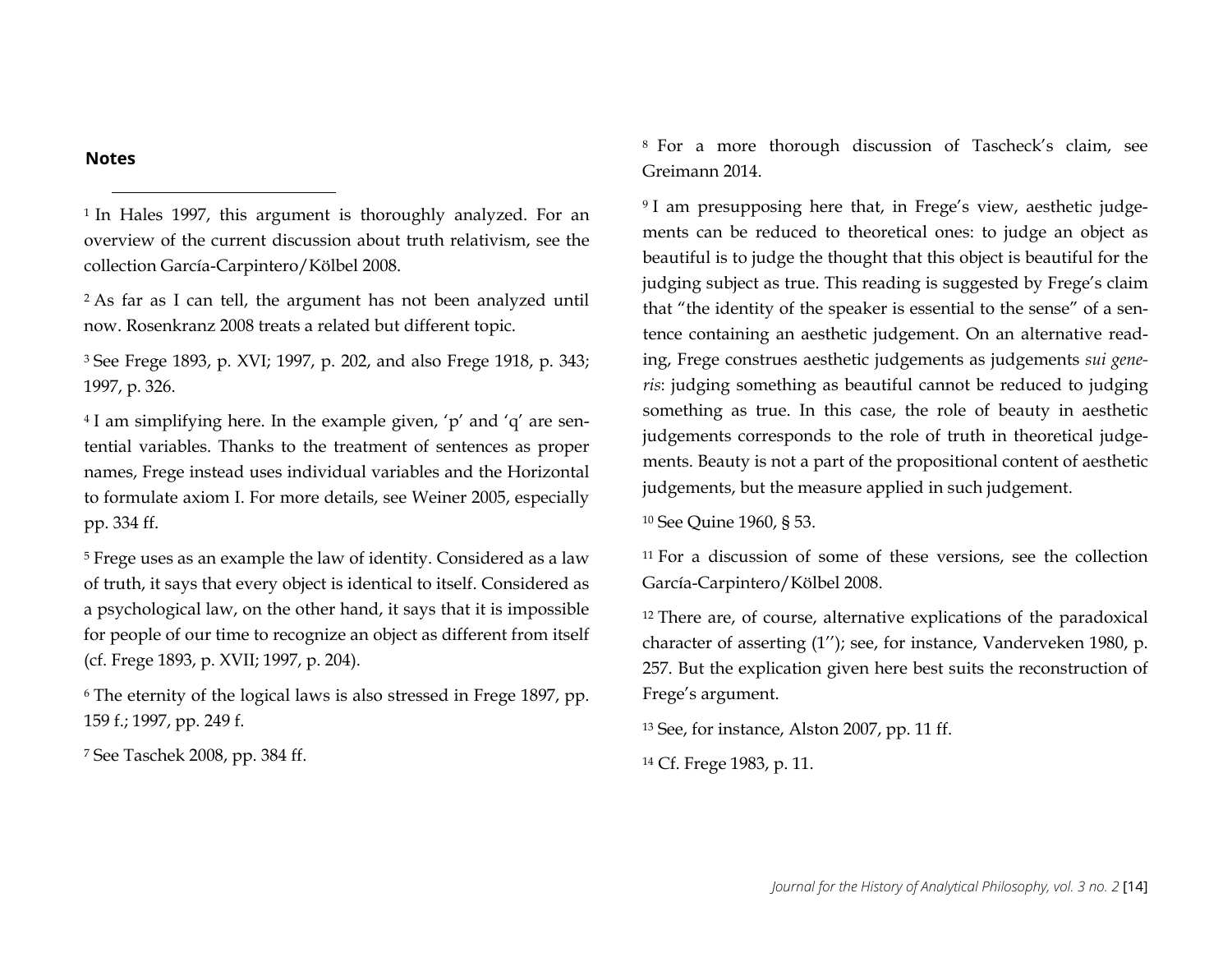## Notes

[1] In Hales 1997, this argument is thoroughly analyzed. For an overview of the current discussion about truth relativism, see the collection García-Carpintero/Kölbel 2008.

[2] As far as I can tell, the argument has not been analyzed until now. Rosenkranz 2008 treats a related but different topic.

[3] See Frege 1893, p. XVI; 1997, p. 202, and also Frege 1918, p. 343; 1997, p. 326.

[4] I am simplifying here. In the example given, 'p' and 'q' are sentential variables. Thanks to the treatment of sentences as proper names, Frege instead uses individual variables and the Horizontal to formulate axiom I. For more details, see Weiner 2005, especially pp. 334 ff.

[5] Frege uses as an example the law of identity. Considered as a law of truth, it says that every object is identical to itself. Considered as a psychological law, on the other hand, it says that it is impossible for people of our time to recognize an object as different from itself (cf. Frege 1893, p. XVII; 1997, p. 204).

[6] The eternity of the logical laws is also stressed in Frege 1897, pp. 159 f.; 1997, pp. 249 f.

[7] See Taschek 2008, pp. 384 ff.

[8] For a more thorough discussion of Tascheck's claim, see Greimann 2014.

[9] I am presupposing here that, in Frege's view, aesthetic judgements can be reduced to theoretical ones: to judge an object as beautiful is to judge the thought that this object is beautiful for the judging subject as true. This reading is suggested by Frege's claim that "the identity of the speaker is essential to the sense" of a sentence containing an aesthetic judgement. On an alternative reading, Frege construes aesthetic judgements as judgements *sui generis*: judging something as beautiful cannot be reduced to judging something as true. In this case, the role of beauty in aesthetic judgements corresponds to the role of truth in theoretical judgements. Beauty is not a part of the propositional content of aesthetic judgements, but the measure applied in such judgement.

[10] See Quine 1960, § 53.

[11] For a discussion of some of these versions, see the collection García-Carpintero/Kölbel 2008.

[12] There are, of course, alternative explications of the paradoxical character of asserting (1''); see, for instance, Vanderveken 1980, p. 257. But the explication given here best suits the reconstruction of Frege's argument.

[13] See, for instance, Alston 2007, pp. 11 ff.

[14] Cf. Frege 1983, p. 11.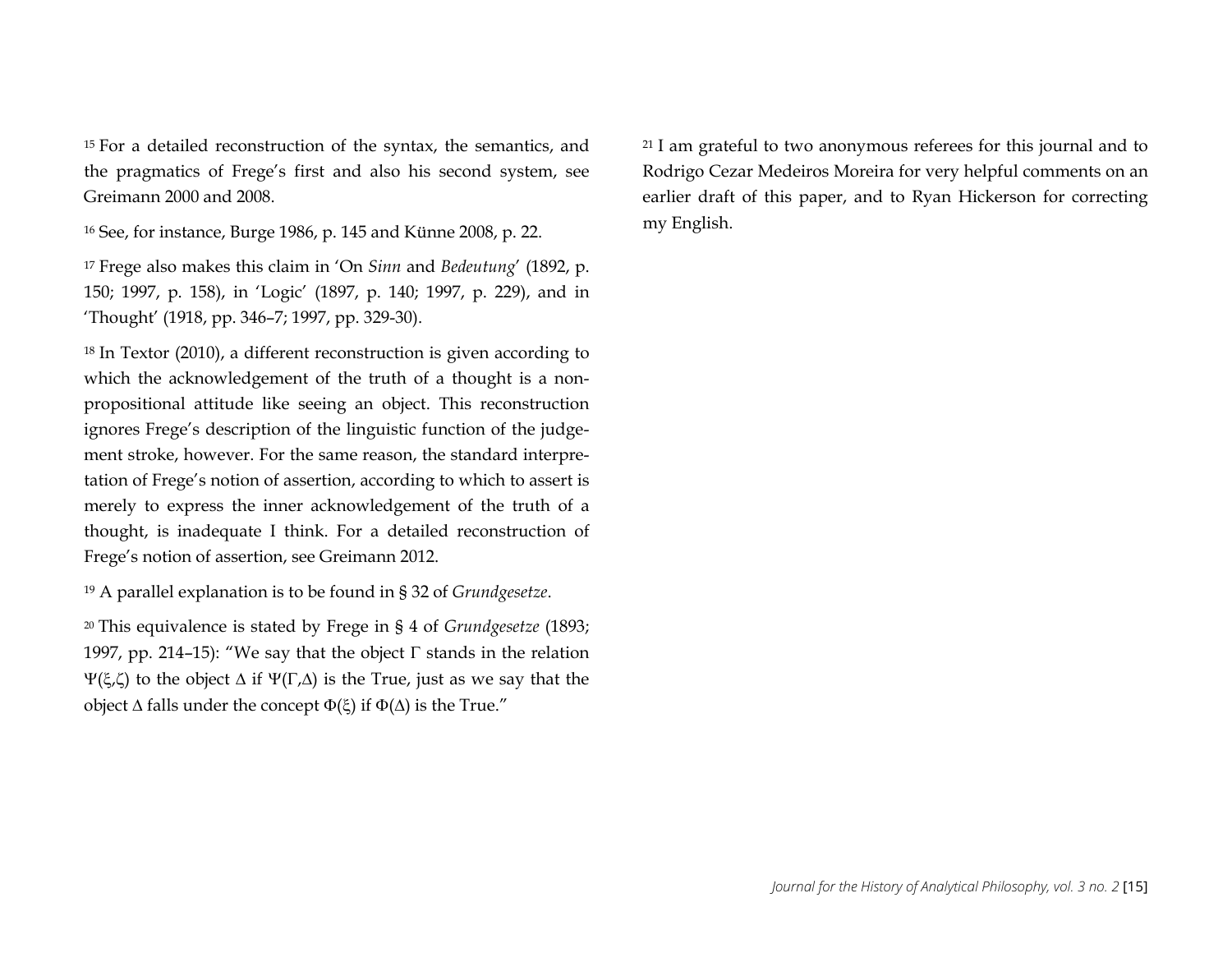[15] For a detailed reconstruction of the syntax, the semantics, and the pragmatics of Frege's first and also his second system, see Greimann 2000 and 2008.

[16] See, for instance, Burge 1986, p. 145 and Künne 2008, p. 22.

[17] Frege also makes this claim in 'On *Sinn* and *Bedeutung*' (1892, p. 150; 1997, p. 158), in 'Logic' (1897, p. 140; 1997, p. 229), and in 'Thought' (1918, pp. 346–7; 1997, pp. 329-30).

[18] In Textor (2010), a different reconstruction is given according to which the acknowledgement of the truth of a thought is a non-propositional attitude like seeing an object. This reconstruction ignores Frege's description of the linguistic function of the judgement stroke, however. For the same reason, the standard interpretation of Frege's notion of assertion, according to which to assert is merely to express the inner acknowledgement of the truth of a thought, is inadequate I think. For a detailed reconstruction of Frege's notion of assertion, see Greimann 2012.

[19] A parallel explanation is to be found in § 32 of *Grundgesetze*.

[20] This equivalence is stated by Frege in § 4 of *Grundgesetze* (1893; 1997, pp. 214–15): "We say that the object $\Gamma$ stands in the relation $\Psi(\xi,\zeta)$ to the object $\Delta$ if $\Psi(\Gamma,\Delta)$ is the True, just as we say that the object $\Delta$ falls under the concept $\Phi(\xi)$ if $\Phi(\Delta)$ is the True."

[21] I am grateful to two anonymous referees for this journal and to Rodrigo Cezar Medeiros Moreira for very helpful comments on an earlier draft of this paper, and to Ryan Hickerson for correcting my English.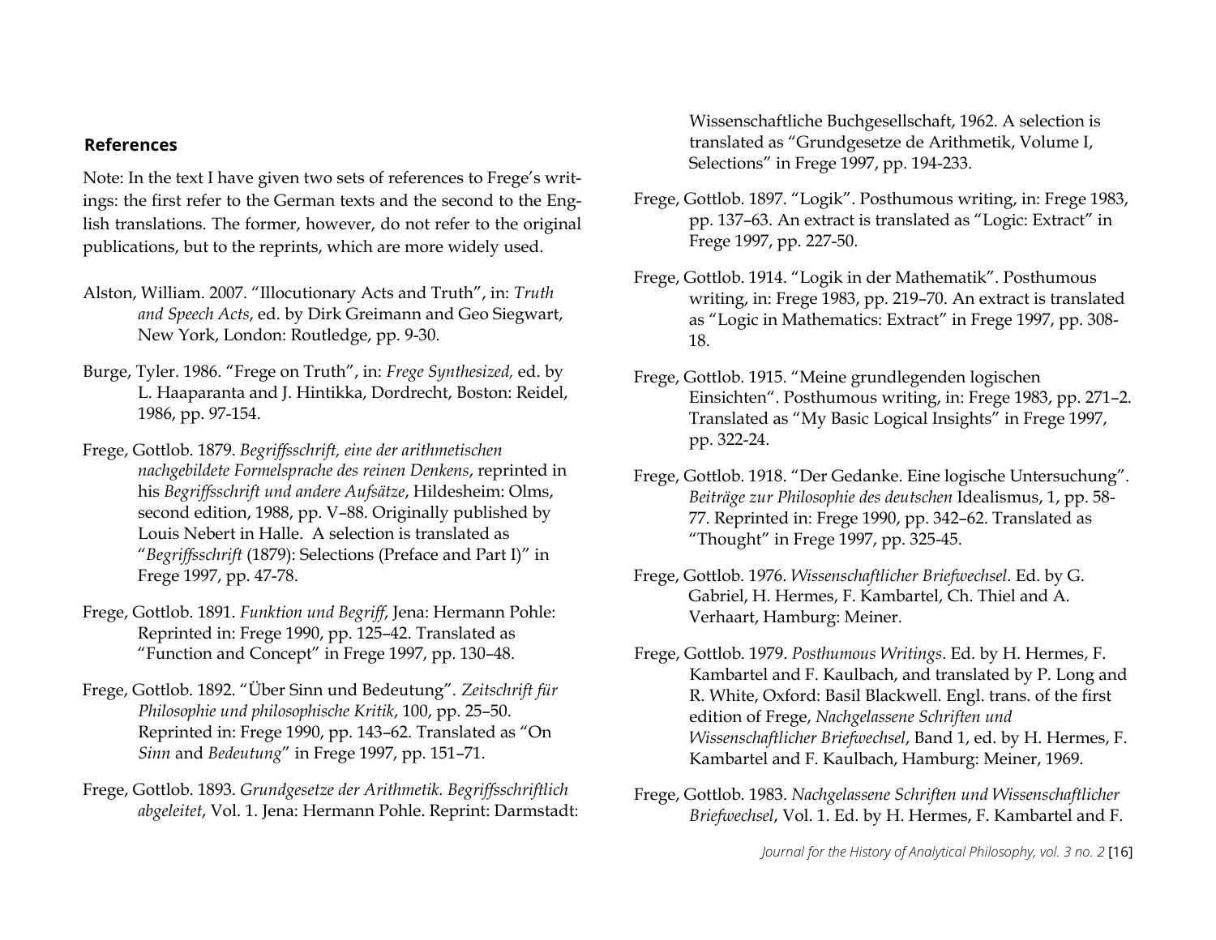## References

Note: In the text I have given two sets of references to Frege's writings: the first refer to the German texts and the second to the English translations. The former, however, do not refer to the original publications, but to the reprints, which are more widely used.

Alston, William. 2007. "Illocutionary Acts and Truth", in: *Truth and Speech Acts*, ed. by Dirk Greimann and Geo Siegwart, New York, London: Routledge, pp. 9-30.

Burge, Tyler. 1986. "Frege on Truth", in: *Frege Synthesized,* ed. by L. Haaparanta and J. Hintikka, Dordrecht, Boston: Reidel, 1986, pp. 97-154.

Frege, Gottlob. 1879. *Begriffsschrift, eine der arithmetischen nachgebildete Formelsprache des reinen Denkens*, reprinted in his *Begriffsschrift und andere Aufsätze*, Hildesheim: Olms, second edition, 1988, pp. V–88. Originally published by Louis Nebert in Halle. A selection is translated as "*Begriffsschrift* (1879): Selections (Preface and Part I)" in Frege 1997, pp. 47-78.

Frege, Gottlob. 1891. *Funktion und Begriff*, Jena: Hermann Pohle: Reprinted in: Frege 1990, pp. 125–42. Translated as "Function and Concept" in Frege 1997, pp. 130–48.

Frege, Gottlob. 1892. "Über Sinn und Bedeutung". *Zeitschrift für Philosophie und philosophische Kritik*, 100, pp. 25–50. Reprinted in: Frege 1990, pp. 143–62. Translated as "On *Sinn* and *Bedeutung*" in Frege 1997, pp. 151–71.

Frege, Gottlob. 1893. *Grundgesetze der Arithmetik. Begriffsschriftlich abgeleitet*, Vol. 1. Jena: Hermann Pohle. Reprint: Darmstadt: Wissenschaftliche Buchgesellschaft, 1962. A selection is translated as "Grundgesetze de Arithmetik, Volume I, Selections" in Frege 1997, pp. 194-233.

Frege, Gottlob. 1897. "Logik". Posthumous writing, in: Frege 1983, pp. 137–63. An extract is translated as "Logic: Extract" in Frege 1997, pp. 227-50.

Frege, Gottlob. 1914. "Logik in der Mathematik". Posthumous writing, in: Frege 1983, pp. 219–70. An extract is translated as "Logic in Mathematics: Extract" in Frege 1997, pp. 308-18.

Frege, Gottlob. 1915. "Meine grundlegenden logischen Einsichten". Posthumous writing, in: Frege 1983, pp. 271–2. Translated as "My Basic Logical Insights" in Frege 1997, pp. 322-24.

Frege, Gottlob. 1918. "Der Gedanke. Eine logische Untersuchung". *Beiträge zur Philosophie des deutschen* Idealismus, 1, pp. 58-77. Reprinted in: Frege 1990, pp. 342–62. Translated as "Thought" in Frege 1997, pp. 325-45.

Frege, Gottlob. 1976. *Wissenschaftlicher Briefwechsel*. Ed. by G. Gabriel, H. Hermes, F. Kambartel, Ch. Thiel and A. Verhaart, Hamburg: Meiner.

Frege, Gottlob. 1979. *Posthumous Writings*. Ed. by H. Hermes, F. Kambartel and F. Kaulbach, and translated by P. Long and R. White, Oxford: Basil Blackwell. Engl. trans. of the first edition of Frege, *Nachgelassene Schriften und Wissenschaftlicher Briefwechsel*, Band 1, ed. by H. Hermes, F. Kambartel and F. Kaulbach, Hamburg: Meiner, 1969.

Frege, Gottlob. 1983. *Nachgelassene Schriften und Wissenschaftlicher Briefwechsel*, Vol. 1. Ed. by H. Hermes, F. Kambartel and F.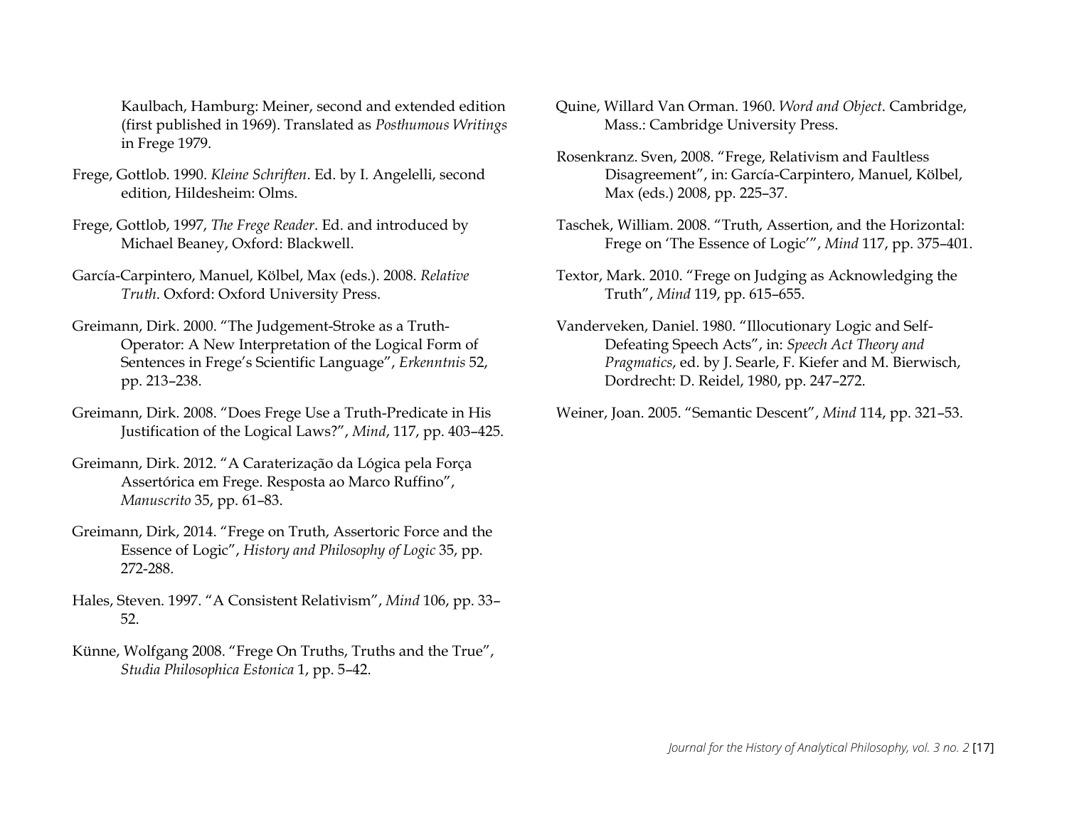Kaulbach, Hamburg: Meiner, second and extended edition (first published in 1969). Translated as *Posthumous Writings* in Frege 1979.

Frege, Gottlob. 1990. *Kleine Schriften*. Ed. by I. Angelelli, second edition, Hildesheim: Olms.

Frege, Gottlob, 1997, *The Frege Reader*. Ed. and introduced by Michael Beaney, Oxford: Blackwell.

García-Carpintero, Manuel, Kölbel, Max (eds.). 2008. *Relative Truth*. Oxford: Oxford University Press.

Greimann, Dirk. 2000. "The Judgement-Stroke as a Truth-Operator: A New Interpretation of the Logical Form of Sentences in Frege's Scientific Language", *Erkenntnis* 52, pp. 213–238.

Greimann, Dirk. 2008. "Does Frege Use a Truth-Predicate in His Justification of the Logical Laws?", *Mind*, 117, pp. 403–425.

Greimann, Dirk. 2012. "A Caraterização da Lógica pela Força Assertórica em Frege. Resposta ao Marco Ruffino", *Manuscrito* 35, pp. 61–83.

Greimann, Dirk, 2014. "Frege on Truth, Assertoric Force and the Essence of Logic", *History and Philosophy of Logic* 35, pp. 272-288.

Hales, Steven. 1997. "A Consistent Relativism", *Mind* 106, pp. 33–52.

Künne, Wolfgang 2008. "Frege On Truths, Truths and the True", *Studia Philosophica Estonica* 1, pp. 5–42.

Quine, Willard Van Orman. 1960. *Word and Object*. Cambridge, Mass.: Cambridge University Press.

Rosenkranz. Sven, 2008. "Frege, Relativism and Faultless Disagreement", in: García-Carpintero, Manuel, Kölbel, Max (eds.) 2008, pp. 225–37.

Taschek, William. 2008. "Truth, Assertion, and the Horizontal: Frege on 'The Essence of Logic'", *Mind* 117, pp. 375–401.

Textor, Mark. 2010. "Frege on Judging as Acknowledging the Truth", *Mind* 119, pp. 615–655.

Vanderveken, Daniel. 1980. "Illocutionary Logic and Self-Defeating Speech Acts", in: *Speech Act Theory and Pragmatics*, ed. by J. Searle, F. Kiefer and M. Bierwisch, Dordrecht: D. Reidel, 1980, pp. 247–272.

Weiner, Joan. 2005. "Semantic Descent", *Mind* 114, pp. 321–53.